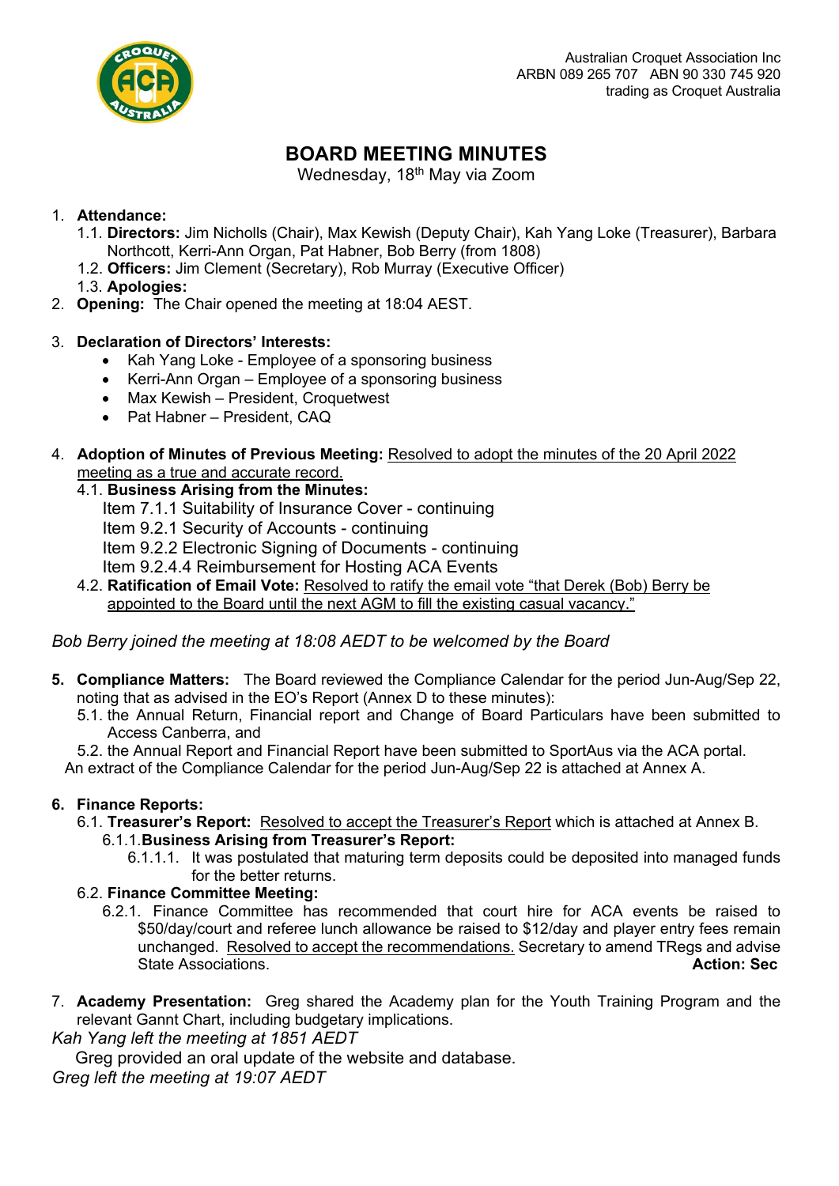Australian Croquet Association Inc
ARBN 089 265 707 ABN 90 330 745 920
trading as Croquet Australia

# BOARD MEETING MINUTES

Wednesday, 18th May via Zoom

1. **Attendance:**
   1.1. **Directors:** Jim Nicholls (Chair), Max Kewish (Deputy Chair), Kah Yang Loke (Treasurer), Barbara Northcott, Kerri-Ann Organ, Pat Habner, Bob Berry (from 1808)
   1.2. **Officers:** Jim Clement (Secretary), Rob Murray (Executive Officer)
   1.3. **Apologies:**
2. **Opening:** The Chair opened the meeting at 18:04 AEST.
3. **Declaration of Directors' Interests:**
   - Kah Yang Loke - Employee of a sponsoring business
   - Kerri-Ann Organ – Employee of a sponsoring business
   - Max Kewish – President, Croquetwest
   - Pat Habner – President, CAQ
4. **Adoption of Minutes of Previous Meeting:** Resolved to adopt the minutes of the 20 April 2022 meeting as a true and accurate record.
   4.1. **Business Arising from the Minutes:**
      Item 7.1.1 Suitability of Insurance Cover - continuing
      Item 9.2.1 Security of Accounts - continuing
      Item 9.2.2 Electronic Signing of Documents - continuing
      Item 9.2.4.4 Reimbursement for Hosting ACA Events
   4.2. **Ratification of Email Vote:** Resolved to ratify the email vote "that Derek (Bob) Berry be appointed to the Board until the next AGM to fill the existing casual vacancy."

*Bob Berry joined the meeting at 18:08 AEDT to be welcomed by the Board*

5. **Compliance Matters:** The Board reviewed the Compliance Calendar for the period Jun-Aug/Sep 22, noting that as advised in the EO's Report (Annex D to these minutes):
   5.1. the Annual Return, Financial report and Change of Board Particulars have been submitted to Access Canberra, and
   5.2. the Annual Report and Financial Report have been submitted to SportAus via the ACA portal.

   An extract of the Compliance Calendar for the period Jun-Aug/Sep 22 is attached at Annex A.

6. **Finance Reports:**
   6.1. **Treasurer's Report:** Resolved to accept the Treasurer's Report which is attached at Annex B.
      6.1.1. **Business Arising from Treasurer's Report:**
         6.1.1.1. It was postulated that maturing term deposits could be deposited into managed funds for the better returns.
   6.2. **Finance Committee Meeting:**
      6.2.1. Finance Committee has recommended that court hire for ACA events be raised to $50/day/court and referee lunch allowance be raised to $12/day and player entry fees remain unchanged. Resolved to accept the recommendations. Secretary to amend TRegs and advise State Associations. **Action: Sec**

7. **Academy Presentation:** Greg shared the Academy plan for the Youth Training Program and the relevant Gannt Chart, including budgetary implications.

*Kah Yang left the meeting at 1851 AEDT*

Greg provided an oral update of the website and database.

*Greg left the meeting at 19:07 AEDT*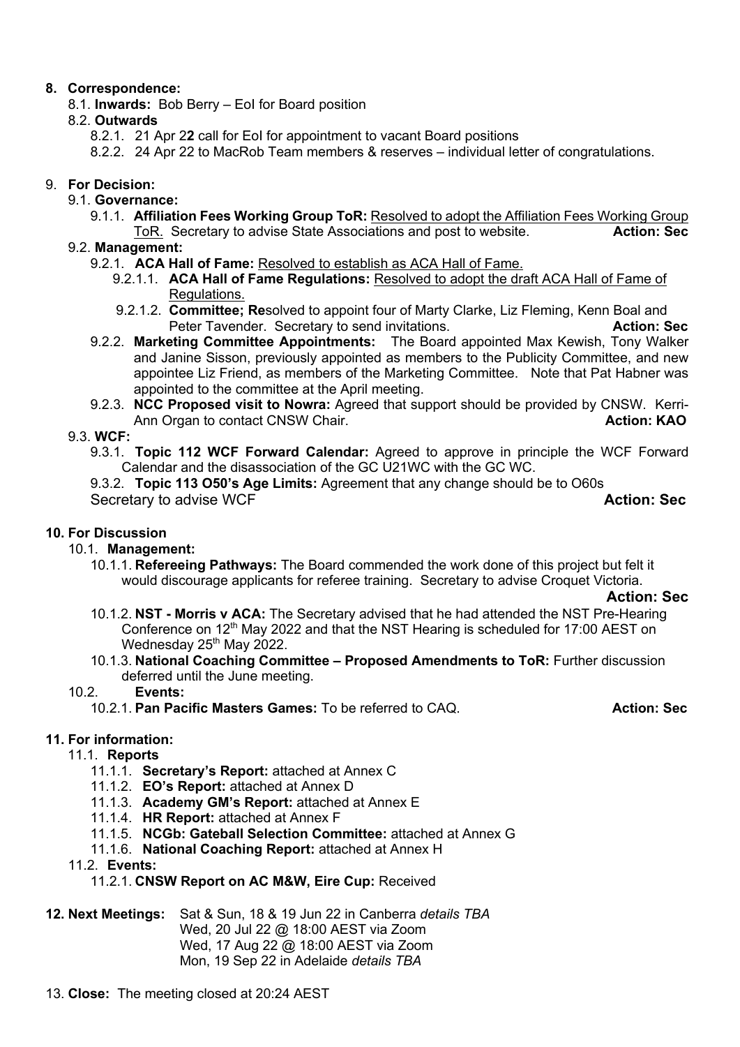8. **Correspondence:**
   - 8.1. **Inwards:** Bob Berry – EoI for Board position
   - 8.2. **Outwards**
     - 8.2.1. 21 Apr 2**2** call for EoI for appointment to vacant Board positions
     - 8.2.2. 24 Apr 22 to MacRob Team members & reserves – individual letter of congratulations.

9. **For Decision:**
   - 9.1. **Governance:**
     - 9.1.1. **Affiliation Fees Working Group ToR:** Resolved to adopt the Affiliation Fees Working Group ToR. Secretary to advise State Associations and post to website. **Action: Sec**
   - 9.2. **Management:**
     - 9.2.1. **ACA Hall of Fame:** Resolved to establish as ACA Hall of Fame.
       - 9.2.1.1. **ACA Hall of Fame Regulations:** Resolved to adopt the draft ACA Hall of Fame of Regulations.
       - 9.2.1.2. **Committee; Re**solved to appoint four of Marty Clarke, Liz Fleming, Kenn Boal and Peter Tavender. Secretary to send invitations. **Action: Sec**
     - 9.2.2. **Marketing Committee Appointments:** The Board appointed Max Kewish, Tony Walker and Janine Sisson, previously appointed as members to the Publicity Committee, and new appointee Liz Friend, as members of the Marketing Committee. Note that Pat Habner was appointed to the committee at the April meeting.
     - 9.2.3. **NCC Proposed visit to Nowra:** Agreed that support should be provided by CNSW. Kerri-Ann Organ to contact CNSW Chair. **Action: KAO**
   - 9.3. **WCF:**
     - 9.3.1. **Topic 112 WCF Forward Calendar:** Agreed to approve in principle the WCF Forward Calendar and the disassociation of the GC U21WC with the GC WC.
     - 9.3.2. **Topic 113 O50's Age Limits:** Agreement that any change should be to O60s
       Secretary to advise WCF **Action: Sec**

10. **For Discussion**
    - 10.1. **Management:**
      - 10.1.1. **Refereeing Pathways:** The Board commended the work done of this project but felt it would discourage applicants for referee training. Secretary to advise Croquet Victoria. **Action: Sec**
      - 10.1.2. **NST - Morris v ACA:** The Secretary advised that he had attended the NST Pre-Hearing Conference on 12th May 2022 and that the NST Hearing is scheduled for 17:00 AEST on Wednesday 25th May 2022.
      - 10.1.3. **National Coaching Committee – Proposed Amendments to ToR:** Further discussion deferred until the June meeting.
    - 10.2. **Events:**
      - 10.2.1. **Pan Pacific Masters Games:** To be referred to CAQ. **Action: Sec**

11. **For information:**
    - 11.1. **Reports**
      - 11.1.1. **Secretary's Report:** attached at Annex C
      - 11.1.2. **EO's Report:** attached at Annex D
      - 11.1.3. **Academy GM's Report:** attached at Annex E
      - 11.1.4. **HR Report:** attached at Annex F
      - 11.1.5. **NCGb: Gateball Selection Committee:** attached at Annex G
      - 11.1.6. **National Coaching Report:** attached at Annex H
    - 11.2. **Events:**
      - 11.2.1. **CNSW Report on AC M&W, Eire Cup:** Received

12. **Next Meetings:** Sat & Sun, 18 & 19 Jun 22 in Canberra *details TBA*
    Wed, 20 Jul 22 @ 18:00 AEST via Zoom
    Wed, 17 Aug 22 @ 18:00 AEST via Zoom
    Mon, 19 Sep 22 in Adelaide *details TBA*

13. **Close:** The meeting closed at 20:24 AEST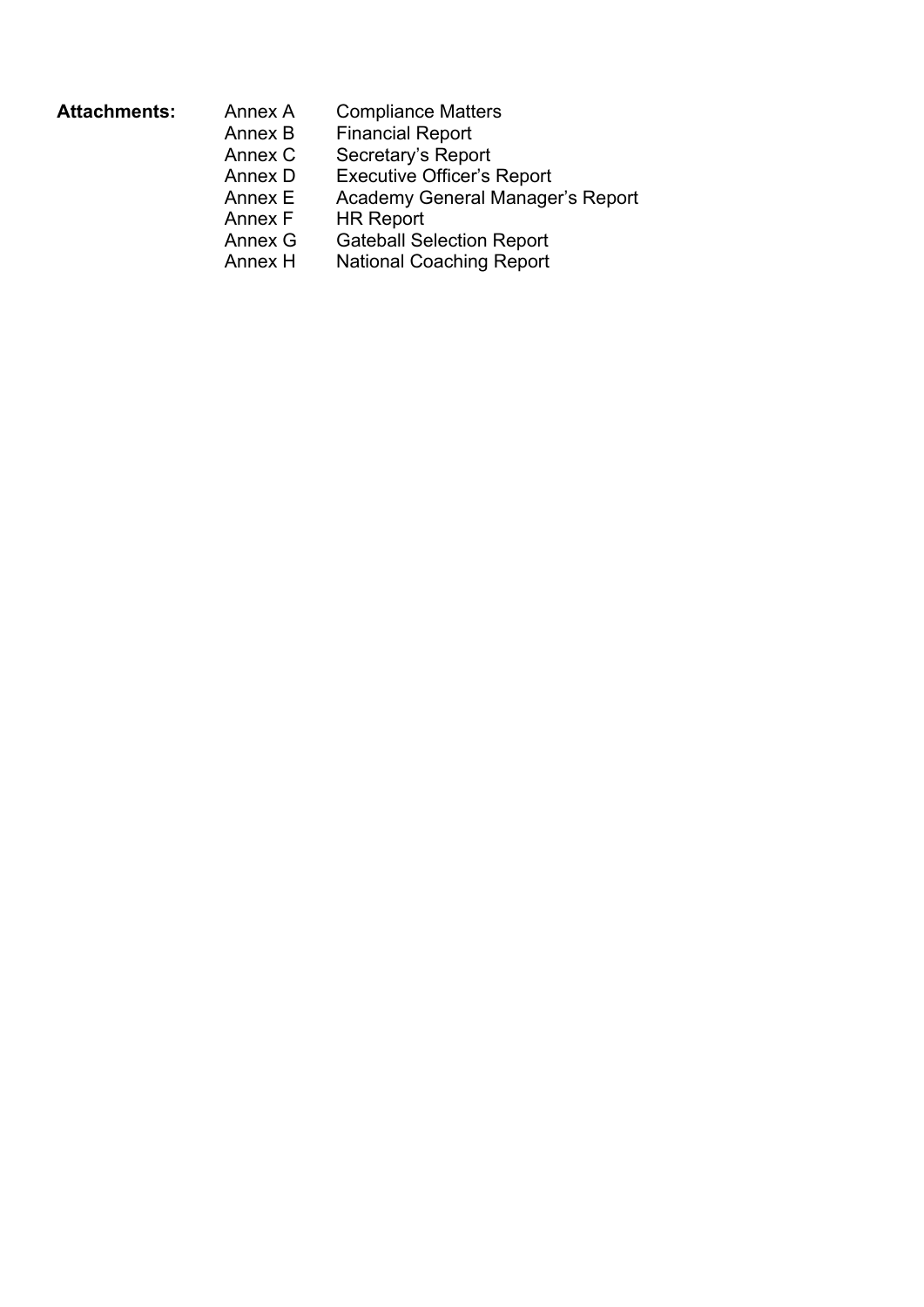**Attachments:**

| | |
|---|---|
| Annex A | Compliance Matters |
| Annex B | Financial Report |
| Annex C | Secretary's Report |
| Annex D | Executive Officer's Report |
| Annex E | Academy General Manager's Report |
| Annex F | HR Report |
| Annex G | Gateball Selection Report |
| Annex H | National Coaching Report |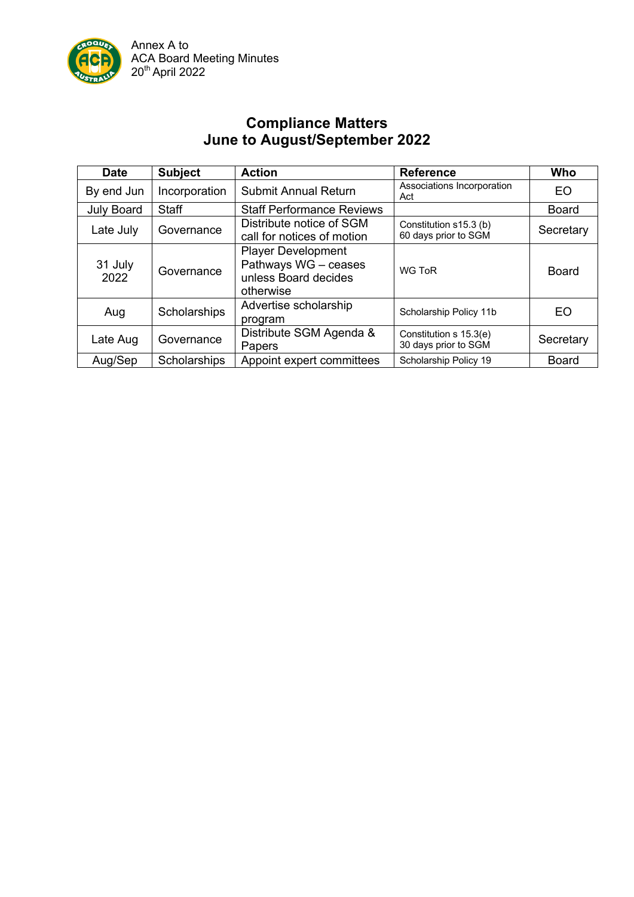Annex A to
ACA Board Meeting Minutes
20th April 2022

# Compliance Matters
## June to August/September 2022

| Date | Subject | Action | Reference | Who |
|---|---|---|---|---|
| By end Jun | Incorporation | Submit Annual Return | Associations Incorporation Act | EO |
| July Board | Staff | Staff Performance Reviews | | Board |
| Late July | Governance | Distribute notice of SGM call for notices of motion | Constitution s15.3 (b) 60 days prior to SGM | Secretary |
| 31 July 2022 | Governance | Player Development Pathways WG – ceases unless Board decides otherwise | WG ToR | Board |
| Aug | Scholarships | Advertise scholarship program | Scholarship Policy 11b | EO |
| Late Aug | Governance | Distribute SGM Agenda & Papers | Constitution s 15.3(e) 30 days prior to SGM | Secretary |
| Aug/Sep | Scholarships | Appoint expert committees | Scholarship Policy 19 | Board |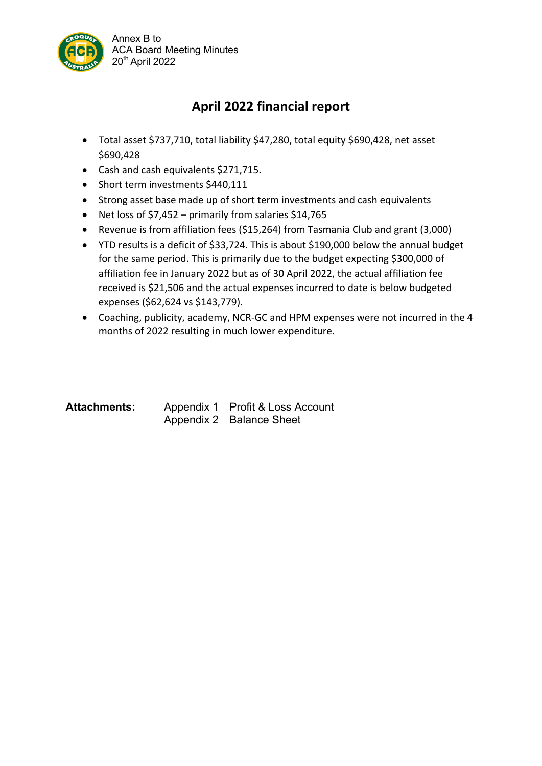Annex B to
ACA Board Meeting Minutes
20th April 2022

# April 2022 financial report

- Total asset $737,710, total liability $47,280, total equity $690,428, net asset $690,428
- Cash and cash equivalents $271,715.
- Short term investments $440,111
- Strong asset base made up of short term investments and cash equivalents
- Net loss of $7,452 – primarily from salaries $14,765
- Revenue is from affiliation fees ($15,264) from Tasmania Club and grant (3,000)
- YTD results is a deficit of $33,724. This is about $190,000 below the annual budget for the same period. This is primarily due to the budget expecting $300,000 of affiliation fee in January 2022 but as of 30 April 2022, the actual affiliation fee received is $21,506 and the actual expenses incurred to date is below budgeted expenses ($62,624 vs $143,779).
- Coaching, publicity, academy, NCR-GC and HPM expenses were not incurred in the 4 months of 2022 resulting in much lower expenditure.

**Attachments:** Appendix 1 Profit & Loss Account
Appendix 2 Balance Sheet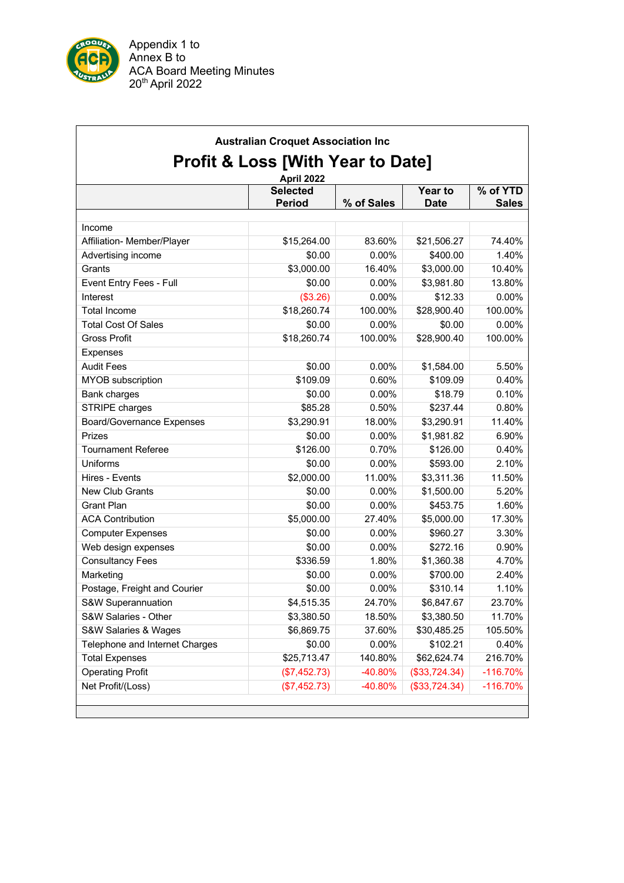Appendix 1 to
Annex B to
ACA Board Meeting Minutes
20th April 2022

**Australian Croquet Association Inc**

## Profit & Loss [With Year to Date]

**April 2022**

| | Selected Period | % of Sales | Year to Date | % of YTD Sales |
|---|---|---|---|---|
| Income | | | | |
| Affiliation- Member/Player | $15,264.00 | 83.60% | $21,506.27 | 74.40% |
| Advertising income | $0.00 | 0.00% | $400.00 | 1.40% |
| Grants | $3,000.00 | 16.40% | $3,000.00 | 10.40% |
| Event Entry Fees - Full | $0.00 | 0.00% | $3,981.80 | 13.80% |
| Interest | ($3.26) | 0.00% | $12.33 | 0.00% |
| Total Income | $18,260.74 | 100.00% | $28,900.40 | 100.00% |
| Total Cost Of Sales | $0.00 | 0.00% | $0.00 | 0.00% |
| Gross Profit | $18,260.74 | 100.00% | $28,900.40 | 100.00% |
| Expenses | | | | |
| Audit Fees | $0.00 | 0.00% | $1,584.00 | 5.50% |
| MYOB subscription | $109.09 | 0.60% | $109.09 | 0.40% |
| Bank charges | $0.00 | 0.00% | $18.79 | 0.10% |
| STRIPE charges | $85.28 | 0.50% | $237.44 | 0.80% |
| Board/Governance Expenses | $3,290.91 | 18.00% | $3,290.91 | 11.40% |
| Prizes | $0.00 | 0.00% | $1,981.82 | 6.90% |
| Tournament Referee | $126.00 | 0.70% | $126.00 | 0.40% |
| Uniforms | $0.00 | 0.00% | $593.00 | 2.10% |
| Hires - Events | $2,000.00 | 11.00% | $3,311.36 | 11.50% |
| New Club Grants | $0.00 | 0.00% | $1,500.00 | 5.20% |
| Grant Plan | $0.00 | 0.00% | $453.75 | 1.60% |
| ACA Contribution | $5,000.00 | 27.40% | $5,000.00 | 17.30% |
| Computer Expenses | $0.00 | 0.00% | $960.27 | 3.30% |
| Web design expenses | $0.00 | 0.00% | $272.16 | 0.90% |
| Consultancy Fees | $336.59 | 1.80% | $1,360.38 | 4.70% |
| Marketing | $0.00 | 0.00% | $700.00 | 2.40% |
| Postage, Freight and Courier | $0.00 | 0.00% | $310.14 | 1.10% |
| S&W Superannuation | $4,515.35 | 24.70% | $6,847.67 | 23.70% |
| S&W Salaries - Other | $3,380.50 | 18.50% | $3,380.50 | 11.70% |
| S&W Salaries & Wages | $6,869.75 | 37.60% | $30,485.25 | 105.50% |
| Telephone and Internet Charges | $0.00 | 0.00% | $102.21 | 0.40% |
| Total Expenses | $25,713.47 | 140.80% | $62,624.74 | 216.70% |
| Operating Profit | ($7,452.73) | -40.80% | ($33,724.34) | -116.70% |
| Net Profit/(Loss) | ($7,452.73) | -40.80% | ($33,724.34) | -116.70% |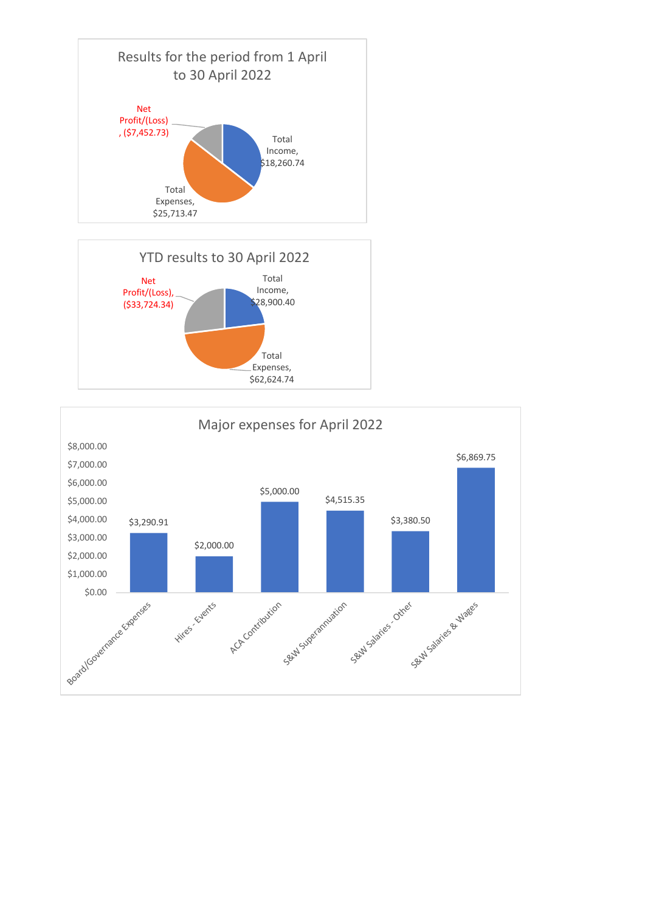## Results for the period from 1 April to 30 April 2022

| Item | Amount |
|---|---|
| Total Income | $18,260.74 |
| Total Expenses | $25,713.47 |
| Net Profit/(Loss) | ($7,452.73) |

## YTD results to 30 April 2022

| Item | Amount |
|---|---|
| Total Income | $28,900.40 |
| Total Expenses | $62,624.74 |
| Net Profit/(Loss) | ($33,724.34) |

## Major expenses for April 2022

| Expense | Amount |
|---|---|
| Board/Governance Expenses | $3,290.91 |
| Hires - Events | $2,000.00 |
| ACA Contribution | $5,000.00 |
| S&W Superannuation | $4,515.35 |
| S&W Salaries - Other | $3,380.50 |
| S&W Salaries & Wages | $6,869.75 |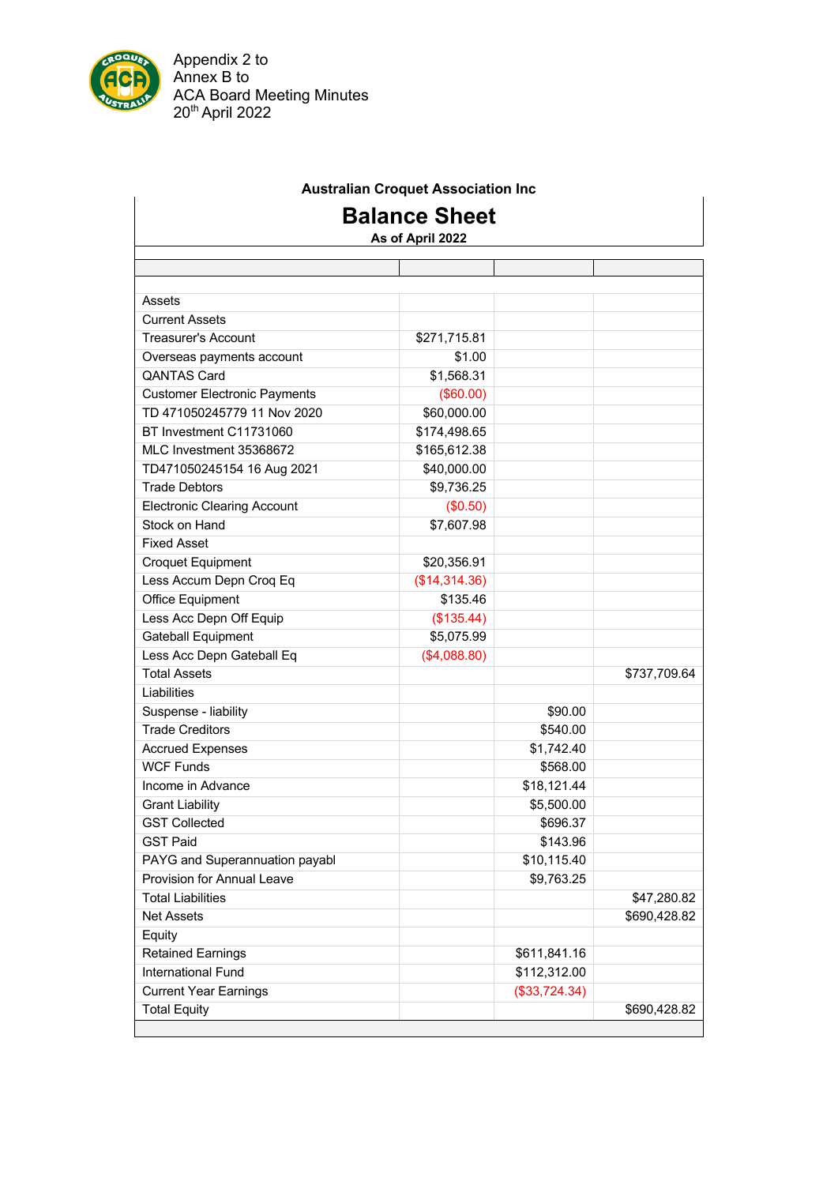Appendix 2 to
Annex B to
ACA Board Meeting Minutes
20th April 2022

**Australian Croquet Association Inc**

# Balance Sheet

**As of April 2022**

| | | | |
|---|---|---|---|
| Assets | | | |
| Current Assets | | | |
| Treasurer's Account | $271,715.81 | | |
| Overseas payments account | $1.00 | | |
| QANTAS Card | $1,568.31 | | |
| Customer Electronic Payments | ($60.00) | | |
| TD 471050245779 11 Nov 2020 | $60,000.00 | | |
| BT Investment C11731060 | $174,498.65 | | |
| MLC Investment 35368672 | $165,612.38 | | |
| TD471050245154 16 Aug 2021 | $40,000.00 | | |
| Trade Debtors | $9,736.25 | | |
| Electronic Clearing Account | ($0.50) | | |
| Stock on Hand | $7,607.98 | | |
| Fixed Asset | | | |
| Croquet Equipment | $20,356.91 | | |
| Less Accum Depn Croq Eq | ($14,314.36) | | |
| Office Equipment | $135.46 | | |
| Less Acc Depn Off Equip | ($135.44) | | |
| Gateball Equipment | $5,075.99 | | |
| Less Acc Depn Gateball Eq | ($4,088.80) | | |
| Total Assets | | | $737,709.64 |
| Liabilities | | | |
| Suspense - liability | | $90.00 | |
| Trade Creditors | | $540.00 | |
| Accrued Expenses | | $1,742.40 | |
| WCF Funds | | $568.00 | |
| Income in Advance | | $18,121.44 | |
| Grant Liability | | $5,500.00 | |
| GST Collected | | $696.37 | |
| GST Paid | | $143.96 | |
| PAYG and Superannuation payabl | | $10,115.40 | |
| Provision for Annual Leave | | $9,763.25 | |
| Total Liabilities | | | $47,280.82 |
| Net Assets | | | $690,428.82 |
| Equity | | | |
| Retained Earnings | | $611,841.16 | |
| International Fund | | $112,312.00 | |
| Current Year Earnings | | ($33,724.34) | |
| Total Equity | | | $690,428.82 |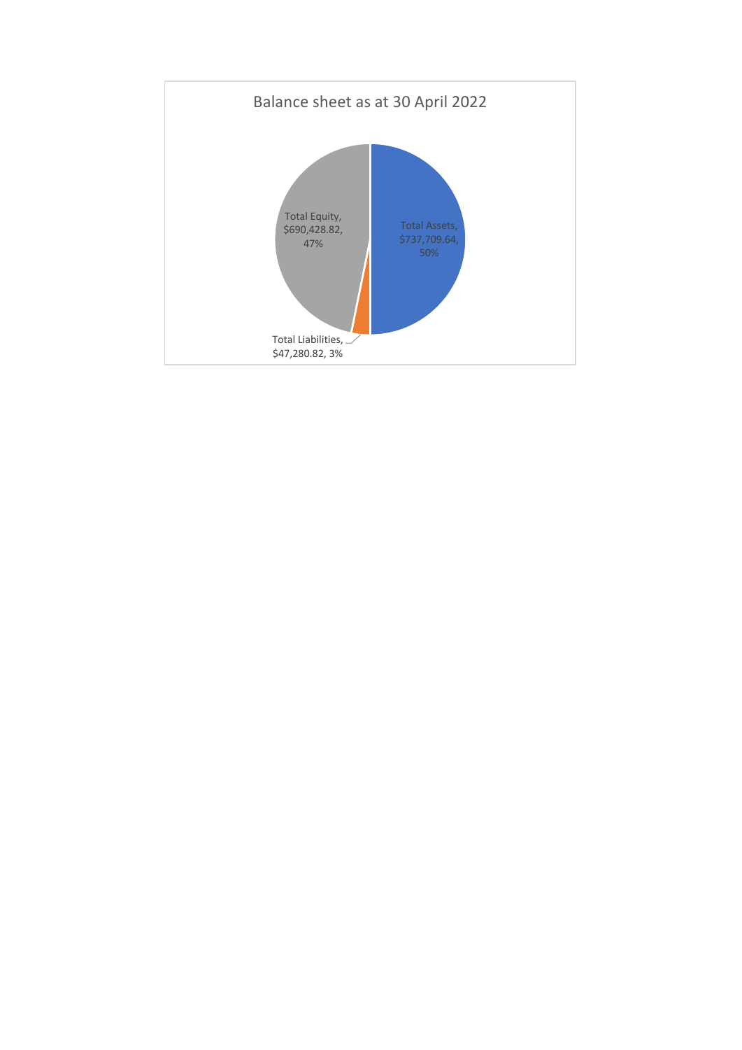Balance sheet as at 30 April 2022

Total Assets, $737,709.64, 50%

Total Equity, $690,428.82, 47%

Total Liabilities, $47,280.82, 3%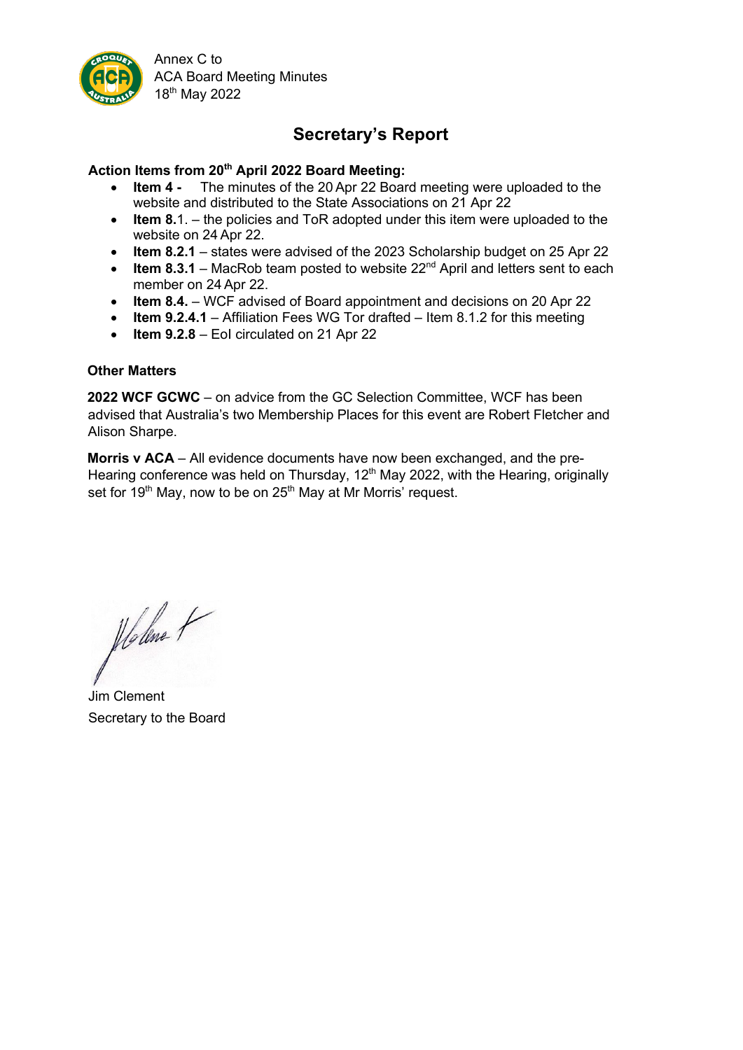Annex C to
ACA Board Meeting Minutes
18th May 2022

# Secretary's Report

**Action Items from 20th April 2022 Board Meeting:**

- **Item 4 -** The minutes of the 20 Apr 22 Board meeting were uploaded to the website and distributed to the State Associations on 21 Apr 22
- **Item 8.**1. – the policies and ToR adopted under this item were uploaded to the website on 24 Apr 22.
- **Item 8.2.1** – states were advised of the 2023 Scholarship budget on 25 Apr 22
- **Item 8.3.1** – MacRob team posted to website 22nd April and letters sent to each member on 24 Apr 22.
- **Item 8.4.** – WCF advised of Board appointment and decisions on 20 Apr 22
- **Item 9.2.4.1** – Affiliation Fees WG Tor drafted – Item 8.1.2 for this meeting
- **Item 9.2.8** – EoI circulated on 21 Apr 22

**Other Matters**

**2022 WCF GCWC** – on advice from the GC Selection Committee, WCF has been advised that Australia's two Membership Places for this event are Robert Fletcher and Alison Sharpe.

**Morris v ACA** – All evidence documents have now been exchanged, and the pre-Hearing conference was held on Thursday, 12th May 2022, with the Hearing, originally set for 19th May, now to be on 25th May at Mr Morris' request.

Jim Clement
Secretary to the Board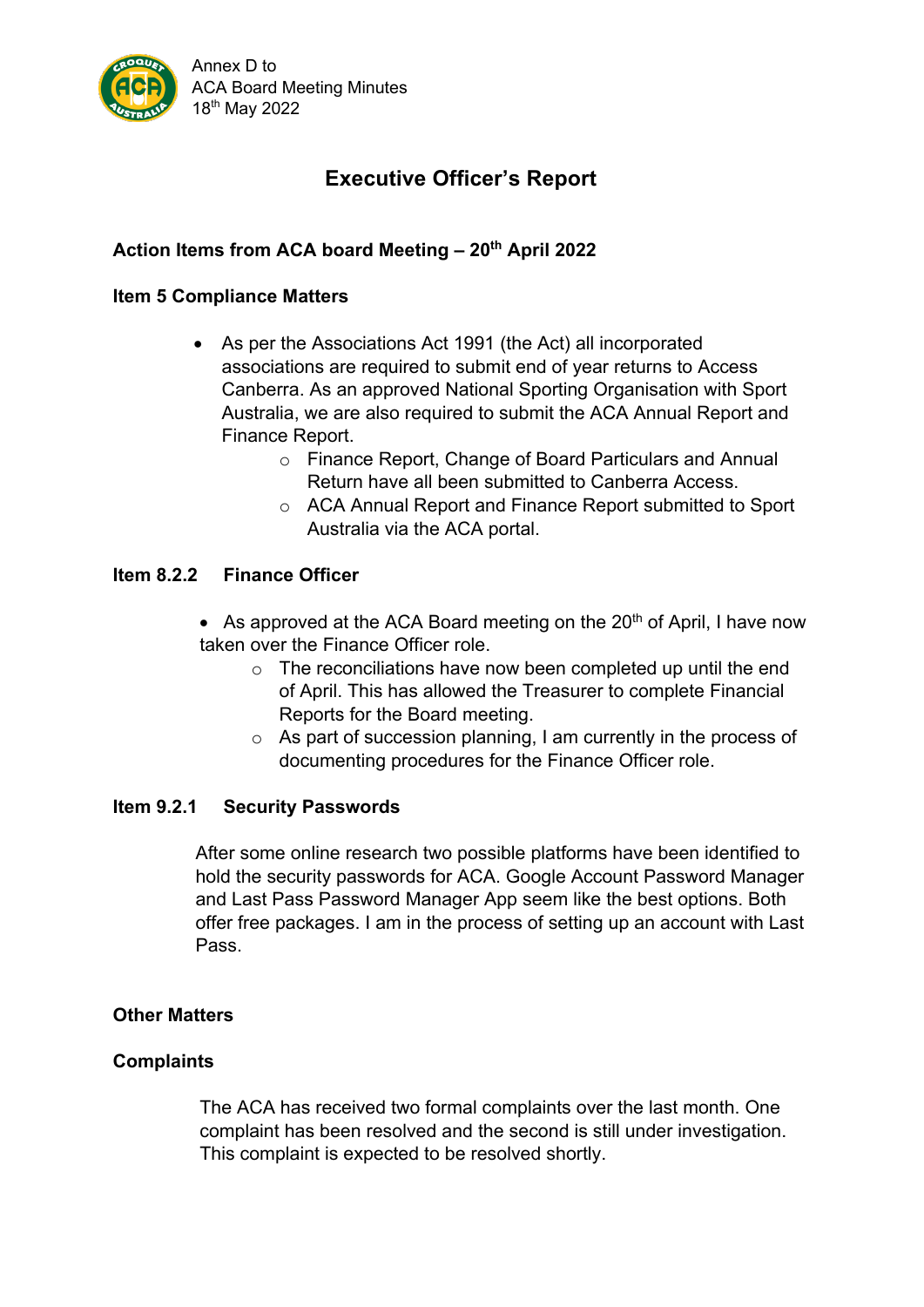Annex D to
ACA Board Meeting Minutes
18th May 2022

# Executive Officer's Report

## Action Items from ACA board Meeting – 20th April 2022

### Item 5 Compliance Matters

- As per the Associations Act 1991 (the Act) all incorporated associations are required to submit end of year returns to Access Canberra. As an approved National Sporting Organisation with Sport Australia, we are also required to submit the ACA Annual Report and Finance Report.
  - Finance Report, Change of Board Particulars and Annual Return have all been submitted to Canberra Access.
  - ACA Annual Report and Finance Report submitted to Sport Australia via the ACA portal.

### Item 8.2.2 Finance Officer

- As approved at the ACA Board meeting on the 20th of April, I have now taken over the Finance Officer role.
  - The reconciliations have now been completed up until the end of April. This has allowed the Treasurer to complete Financial Reports for the Board meeting.
  - As part of succession planning, I am currently in the process of documenting procedures for the Finance Officer role.

### Item 9.2.1 Security Passwords

After some online research two possible platforms have been identified to hold the security passwords for ACA. Google Account Password Manager and Last Pass Password Manager App seem like the best options. Both offer free packages. I am in the process of setting up an account with Last Pass.

## Other Matters

### Complaints

The ACA has received two formal complaints over the last month. One complaint has been resolved and the second is still under investigation. This complaint is expected to be resolved shortly.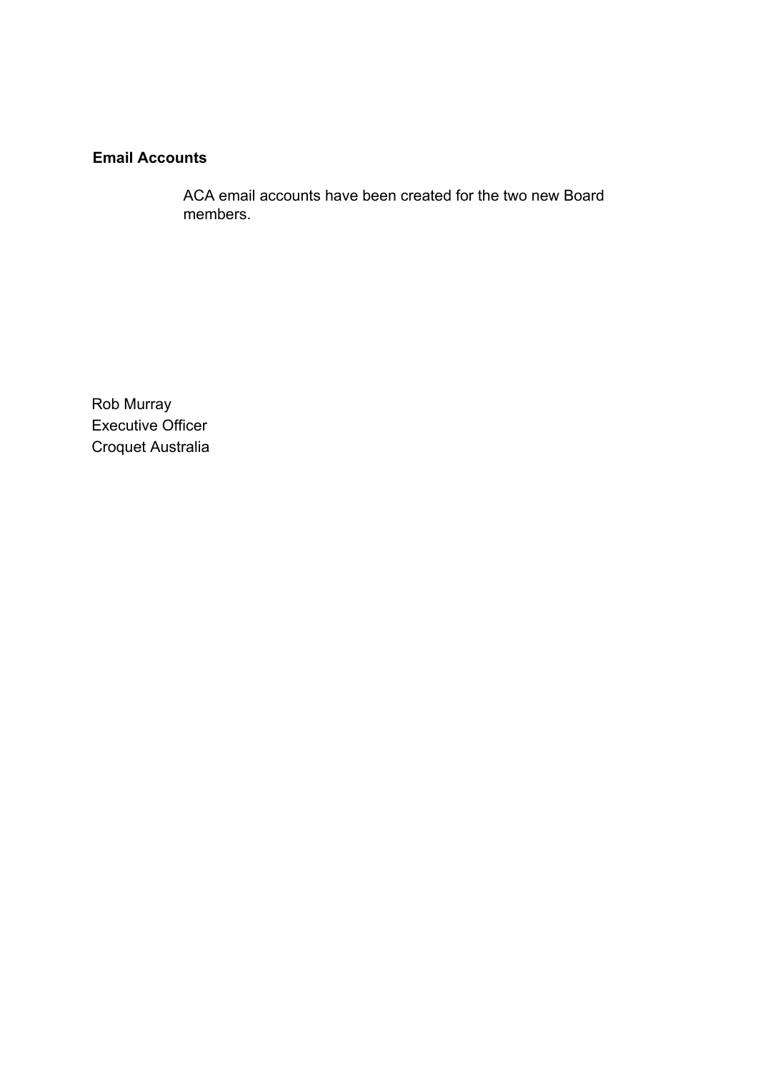**Email Accounts**

ACA email accounts have been created for the two new Board members.

Rob Murray
Executive Officer
Croquet Australia